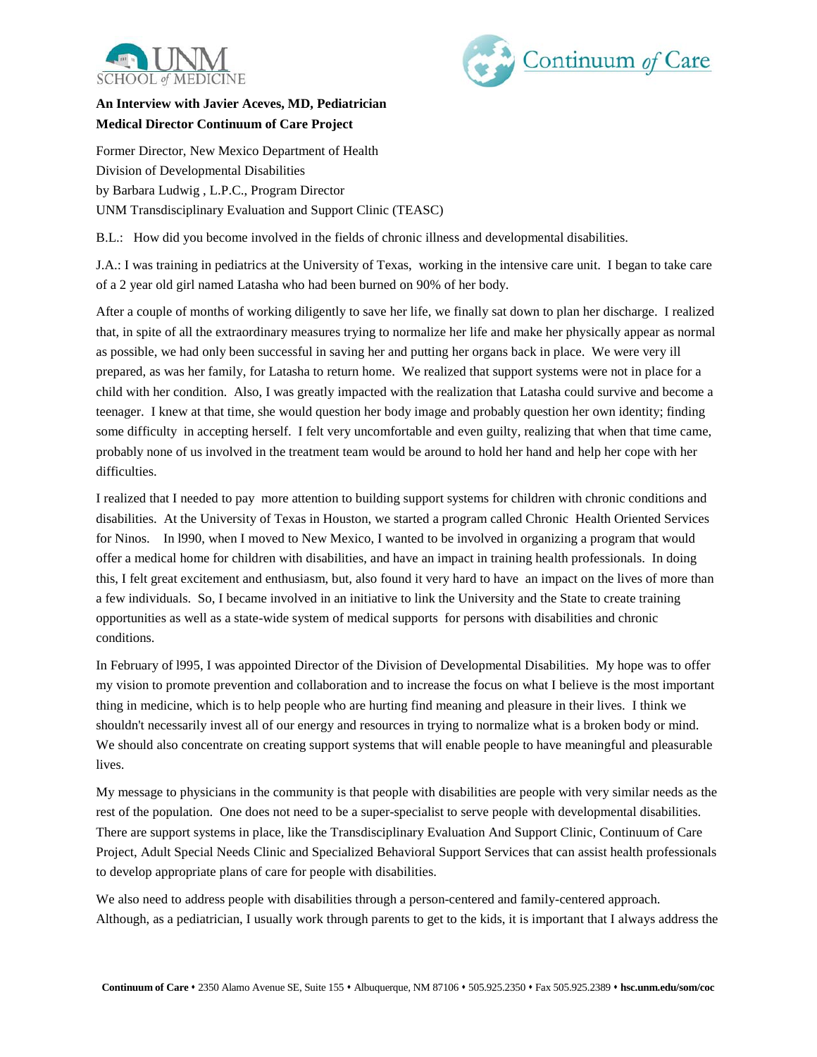**An Interview with Javier Aceves, MD, Pediatrician**
**Medical Director Continuum of Care Project**

Former Director, New Mexico Department of Health
Division of Developmental Disabilities
by Barbara Ludwig , L.P.C., Program Director
UNM Transdisciplinary Evaluation and Support Clinic (TEASC)

B.L.: How did you become involved in the fields of chronic illness and developmental disabilities.

J.A.: I was training in pediatrics at the University of Texas, working in the intensive care unit. I began to take care of a 2 year old girl named Latasha who had been burned on 90% of her body.

After a couple of months of working diligently to save her life, we finally sat down to plan her discharge. I realized that, in spite of all the extraordinary measures trying to normalize her life and make her physically appear as normal as possible, we had only been successful in saving her and putting her organs back in place. We were very ill prepared, as was her family, for Latasha to return home. We realized that support systems were not in place for a child with her condition. Also, I was greatly impacted with the realization that Latasha could survive and become a teenager. I knew at that time, she would question her body image and probably question her own identity; finding some difficulty in accepting herself. I felt very uncomfortable and even guilty, realizing that when that time came, probably none of us involved in the treatment team would be around to hold her hand and help her cope with her difficulties.

I realized that I needed to pay more attention to building support systems for children with chronic conditions and disabilities. At the University of Texas in Houston, we started a program called Chronic Health Oriented Services for Ninos. In l990, when I moved to New Mexico, I wanted to be involved in organizing a program that would offer a medical home for children with disabilities, and have an impact in training health professionals. In doing this, I felt great excitement and enthusiasm, but, also found it very hard to have an impact on the lives of more than a few individuals. So, I became involved in an initiative to link the University and the State to create training opportunities as well as a state-wide system of medical supports for persons with disabilities and chronic conditions.

In February of l995, I was appointed Director of the Division of Developmental Disabilities. My hope was to offer my vision to promote prevention and collaboration and to increase the focus on what I believe is the most important thing in medicine, which is to help people who are hurting find meaning and pleasure in their lives. I think we shouldn't necessarily invest all of our energy and resources in trying to normalize what is a broken body or mind. We should also concentrate on creating support systems that will enable people to have meaningful and pleasurable lives.

My message to physicians in the community is that people with disabilities are people with very similar needs as the rest of the population. One does not need to be a super-specialist to serve people with developmental disabilities. There are support systems in place, like the Transdisciplinary Evaluation And Support Clinic, Continuum of Care Project, Adult Special Needs Clinic and Specialized Behavioral Support Services that can assist health professionals to develop appropriate plans of care for people with disabilities.

We also need to address people with disabilities through a person-centered and family-centered approach. Although, as a pediatrician, I usually work through parents to get to the kids, it is important that I always address the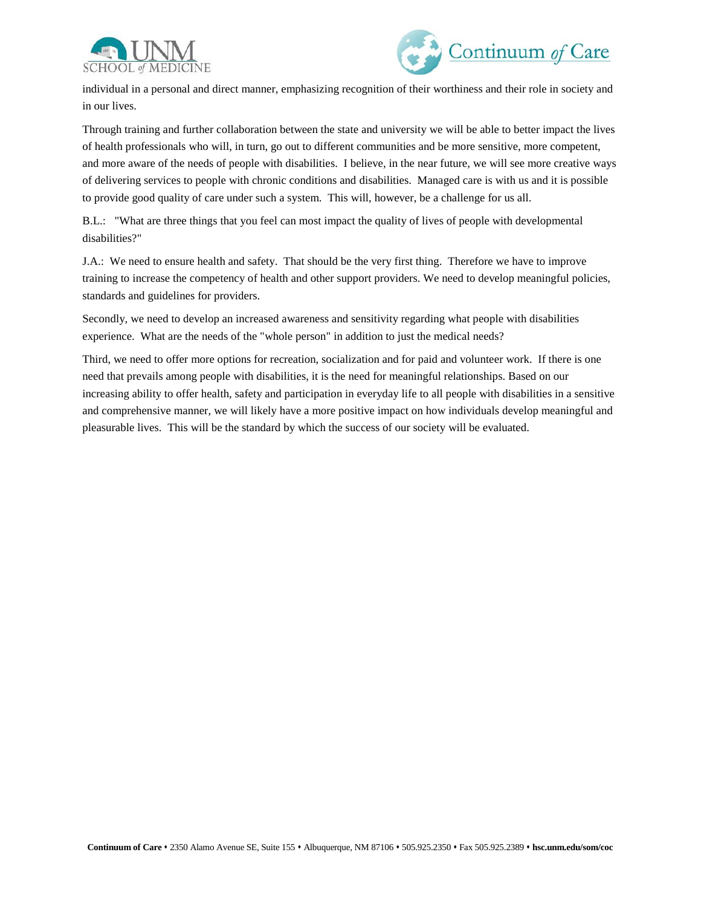individual in a personal and direct manner, emphasizing recognition of their worthiness and their role in society and in our lives.

Through training and further collaboration between the state and university we will be able to better impact the lives of health professionals who will, in turn, go out to different communities and be more sensitive, more competent, and more aware of the needs of people with disabilities. I believe, in the near future, we will see more creative ways of delivering services to people with chronic conditions and disabilities. Managed care is with us and it is possible to provide good quality of care under such a system. This will, however, be a challenge for us all.

B.L.: "What are three things that you feel can most impact the quality of lives of people with developmental disabilities?"

J.A.: We need to ensure health and safety. That should be the very first thing. Therefore we have to improve training to increase the competency of health and other support providers. We need to develop meaningful policies, standards and guidelines for providers.

Secondly, we need to develop an increased awareness and sensitivity regarding what people with disabilities experience. What are the needs of the "whole person" in addition to just the medical needs?

Third, we need to offer more options for recreation, socialization and for paid and volunteer work. If there is one need that prevails among people with disabilities, it is the need for meaningful relationships. Based on our increasing ability to offer health, safety and participation in everyday life to all people with disabilities in a sensitive and comprehensive manner, we will likely have a more positive impact on how individuals develop meaningful and pleasurable lives. This will be the standard by which the success of our society will be evaluated.